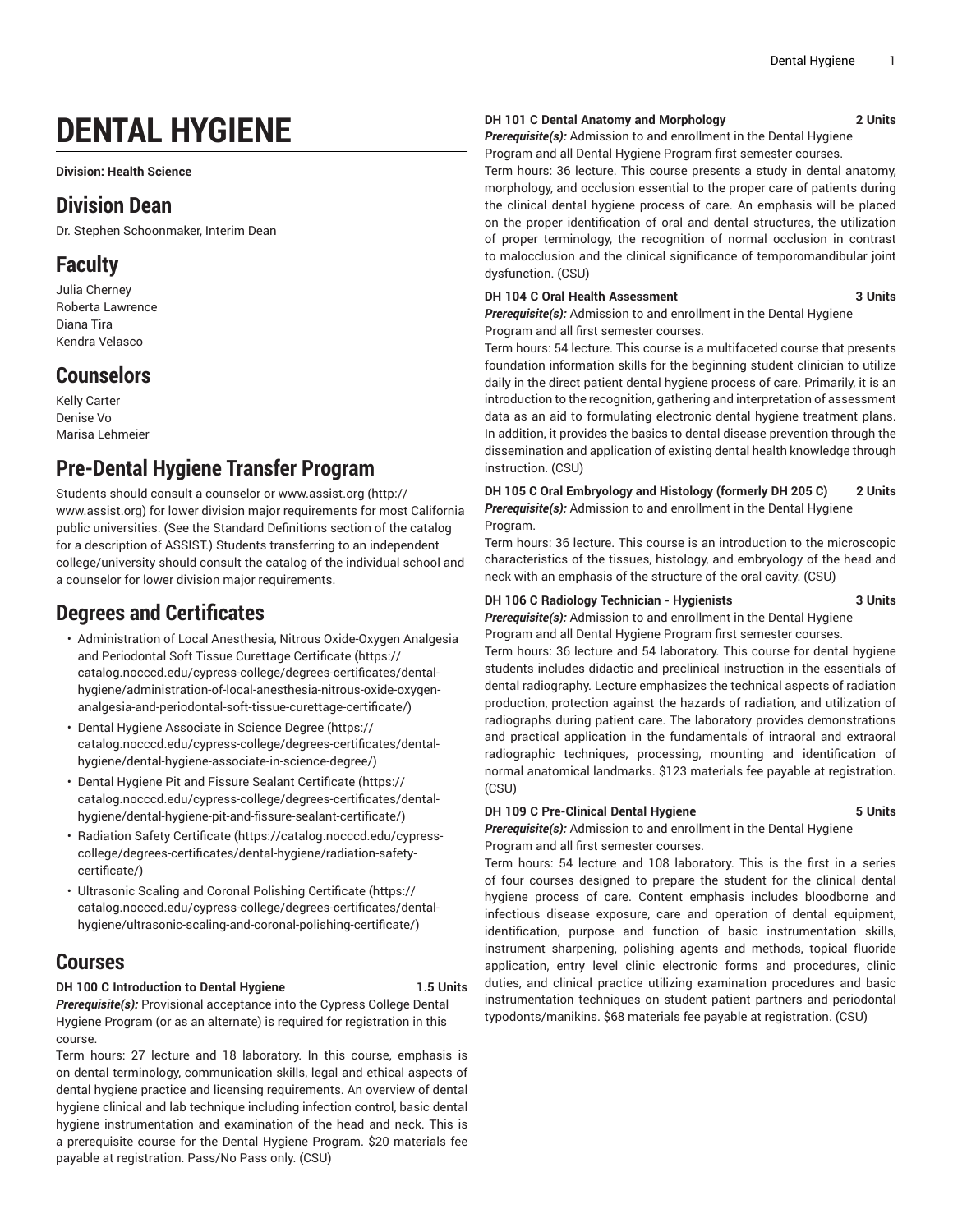# DENTAL HYGIENE

**Division: Health Science**

## Division Dean

Dr. Stephen Schoonmaker, Interim Dean

## Faculty

Julia Cherney
Roberta Lawrence
Diana Tira
Kendra Velasco

## Counselors

Kelly Carter
Denise Vo
Marisa Lehmeier

## Pre-Dental Hygiene Transfer Program

Students should consult a counselor or www.assist.org (http://www.assist.org) for lower division major requirements for most California public universities. (See the Standard Definitions section of the catalog for a description of ASSIST.) Students transferring to an independent college/university should consult the catalog of the individual school and a counselor for lower division major requirements.

## Degrees and Certificates

- Administration of Local Anesthesia, Nitrous Oxide-Oxygen Analgesia and Periodontal Soft Tissue Curettage Certificate (https://catalog.nocccd.edu/cypress-college/degrees-certificates/dental-hygiene/administration-of-local-anesthesia-nitrous-oxide-oxygen-analgesia-and-periodontal-soft-tissue-curettage-certificate/)
- Dental Hygiene Associate in Science Degree (https://catalog.nocccd.edu/cypress-college/degrees-certificates/dental-hygiene/dental-hygiene-associate-in-science-degree/)
- Dental Hygiene Pit and Fissure Sealant Certificate (https://catalog.nocccd.edu/cypress-college/degrees-certificates/dental-hygiene/dental-hygiene-pit-and-fissure-sealant-certificate/)
- Radiation Safety Certificate (https://catalog.nocccd.edu/cypress-college/degrees-certificates/dental-hygiene/radiation-safety-certificate/)
- Ultrasonic Scaling and Coronal Polishing Certificate (https://catalog.nocccd.edu/cypress-college/degrees-certificates/dental-hygiene/ultrasonic-scaling-and-coronal-polishing-certificate/)

## Courses

**DH 100 C Introduction to Dental Hygiene 1.5 Units**

***Prerequisite(s):*** Provisional acceptance into the Cypress College Dental Hygiene Program (or as an alternate) is required for registration in this course.

Term hours: 27 lecture and 18 laboratory. In this course, emphasis is on dental terminology, communication skills, legal and ethical aspects of dental hygiene practice and licensing requirements. An overview of dental hygiene clinical and lab technique including infection control, basic dental hygiene instrumentation and examination of the head and neck. This is a prerequisite course for the Dental Hygiene Program. $20 materials fee payable at registration. Pass/No Pass only. (CSU)

**DH 101 C Dental Anatomy and Morphology 2 Units**

***Prerequisite(s):*** Admission to and enrollment in the Dental Hygiene Program and all Dental Hygiene Program first semester courses.

Term hours: 36 lecture. This course presents a study in dental anatomy, morphology, and occlusion essential to the proper care of patients during the clinical dental hygiene process of care. An emphasis will be placed on the proper identification of oral and dental structures, the utilization of proper terminology, the recognition of normal occlusion in contrast to malocclusion and the clinical significance of temporomandibular joint dysfunction. (CSU)

**DH 104 C Oral Health Assessment 3 Units**

***Prerequisite(s):*** Admission to and enrollment in the Dental Hygiene Program and all first semester courses.

Term hours: 54 lecture. This course is a multifaceted course that presents foundation information skills for the beginning student clinician to utilize daily in the direct patient dental hygiene process of care. Primarily, it is an introduction to the recognition, gathering and interpretation of assessment data as an aid to formulating electronic dental hygiene treatment plans. In addition, it provides the basics to dental disease prevention through the dissemination and application of existing dental health knowledge through instruction. (CSU)

**DH 105 C Oral Embryology and Histology (formerly DH 205 C) 2 Units**

***Prerequisite(s):*** Admission to and enrollment in the Dental Hygiene Program.

Term hours: 36 lecture. This course is an introduction to the microscopic characteristics of the tissues, histology, and embryology of the head and neck with an emphasis of the structure of the oral cavity. (CSU)

**DH 106 C Radiology Technician - Hygienists 3 Units**

***Prerequisite(s):*** Admission to and enrollment in the Dental Hygiene Program and all Dental Hygiene Program first semester courses.

Term hours: 36 lecture and 54 laboratory. This course for dental hygiene students includes didactic and preclinical instruction in the essentials of dental radiography. Lecture emphasizes the technical aspects of radiation production, protection against the hazards of radiation, and utilization of radiographs during patient care. The laboratory provides demonstrations and practical application in the fundamentals of intraoral and extraoral radiographic techniques, processing, mounting and identification of normal anatomical landmarks. $123 materials fee payable at registration. (CSU)

**DH 109 C Pre-Clinical Dental Hygiene 5 Units**

***Prerequisite(s):*** Admission to and enrollment in the Dental Hygiene Program and all first semester courses.

Term hours: 54 lecture and 108 laboratory. This is the first in a series of four courses designed to prepare the student for the clinical dental hygiene process of care. Content emphasis includes bloodborne and infectious disease exposure, care and operation of dental equipment, identification, purpose and function of basic instrumentation skills, instrument sharpening, polishing agents and methods, topical fluoride application, entry level clinic electronic forms and procedures, clinic duties, and clinical practice utilizing examination procedures and basic instrumentation techniques on student patient partners and periodontal typodonts/manikins. $68 materials fee payable at registration. (CSU)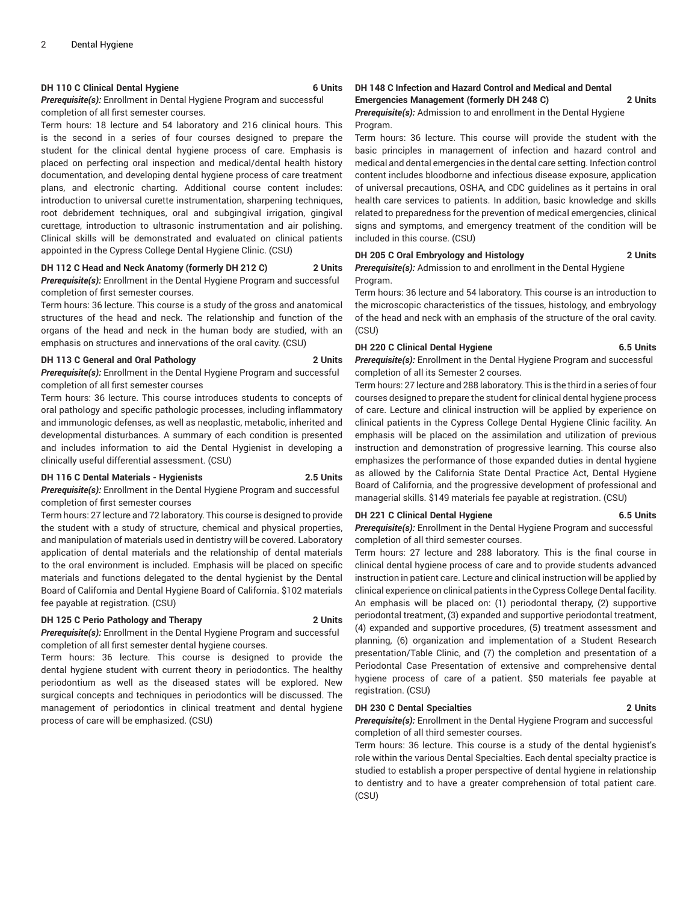**DH 110 C Clinical Dental Hygiene 6 Units**

***Prerequisite(s):*** Enrollment in Dental Hygiene Program and successful completion of all first semester courses.

Term hours: 18 lecture and 54 laboratory and 216 clinical hours. This is the second in a series of four courses designed to prepare the student for the clinical dental hygiene process of care. Emphasis is placed on perfecting oral inspection and medical/dental health history documentation, and developing dental hygiene process of care treatment plans, and electronic charting. Additional course content includes: introduction to universal curette instrumentation, sharpening techniques, root debridement techniques, oral and subgingival irrigation, gingival curettage, introduction to ultrasonic instrumentation and air polishing. Clinical skills will be demonstrated and evaluated on clinical patients appointed in the Cypress College Dental Hygiene Clinic. (CSU)

**DH 112 C Head and Neck Anatomy (formerly DH 212 C) 2 Units**

***Prerequisite(s):*** Enrollment in the Dental Hygiene Program and successful completion of first semester courses.

Term hours: 36 lecture. This course is a study of the gross and anatomical structures of the head and neck. The relationship and function of the organs of the head and neck in the human body are studied, with an emphasis on structures and innervations of the oral cavity. (CSU)

**DH 113 C General and Oral Pathology 2 Units**

***Prerequisite(s):*** Enrollment in the Dental Hygiene Program and successful completion of all first semester courses

Term hours: 36 lecture. This course introduces students to concepts of oral pathology and specific pathologic processes, including inflammatory and immunologic defenses, as well as neoplastic, metabolic, inherited and developmental disturbances. A summary of each condition is presented and includes information to aid the Dental Hygienist in developing a clinically useful differential assessment. (CSU)

**DH 116 C Dental Materials - Hygienists 2.5 Units**

***Prerequisite(s):*** Enrollment in the Dental Hygiene Program and successful completion of first semester courses

Term hours: 27 lecture and 72 laboratory. This course is designed to provide the student with a study of structure, chemical and physical properties, and manipulation of materials used in dentistry will be covered. Laboratory application of dental materials and the relationship of dental materials to the oral environment is included. Emphasis will be placed on specific materials and functions delegated to the dental hygienist by the Dental Board of California and Dental Hygiene Board of California. $102 materials fee payable at registration. (CSU)

**DH 125 C Perio Pathology and Therapy 2 Units**

***Prerequisite(s):*** Enrollment in the Dental Hygiene Program and successful completion of all first semester dental hygiene courses.

Term hours: 36 lecture. This course is designed to provide the dental hygiene student with current theory in periodontics. The healthy periodontium as well as the diseased states will be explored. New surgical concepts and techniques in periodontics will be discussed. The management of periodontics in clinical treatment and dental hygiene process of care will be emphasized. (CSU)

**DH 148 C Infection and Hazard Control and Medical and Dental Emergencies Management (formerly DH 248 C) 2 Units**

***Prerequisite(s):*** Admission to and enrollment in the Dental Hygiene Program.

Term hours: 36 lecture. This course will provide the student with the basic principles in management of infection and hazard control and medical and dental emergencies in the dental care setting. Infection control content includes bloodborne and infectious disease exposure, application of universal precautions, OSHA, and CDC guidelines as it pertains in oral health care services to patients. In addition, basic knowledge and skills related to preparedness for the prevention of medical emergencies, clinical signs and symptoms, and emergency treatment of the condition will be included in this course. (CSU)

**DH 205 C Oral Embryology and Histology 2 Units**

***Prerequisite(s):*** Admission to and enrollment in the Dental Hygiene Program.

Term hours: 36 lecture and 54 laboratory. This course is an introduction to the microscopic characteristics of the tissues, histology, and embryology of the head and neck with an emphasis of the structure of the oral cavity. (CSU)

**DH 220 C Clinical Dental Hygiene 6.5 Units**

***Prerequisite(s):*** Enrollment in the Dental Hygiene Program and successful completion of all its Semester 2 courses.

Term hours: 27 lecture and 288 laboratory. This is the third in a series of four courses designed to prepare the student for clinical dental hygiene process of care. Lecture and clinical instruction will be applied by experience on clinical patients in the Cypress College Dental Hygiene Clinic facility. An emphasis will be placed on the assimilation and utilization of previous instruction and demonstration of progressive learning. This course also emphasizes the performance of those expanded duties in dental hygiene as allowed by the California State Dental Practice Act, Dental Hygiene Board of California, and the progressive development of professional and managerial skills. $149 materials fee payable at registration. (CSU)

**DH 221 C Clinical Dental Hygiene 6.5 Units**

***Prerequisite(s):*** Enrollment in the Dental Hygiene Program and successful completion of all third semester courses.

Term hours: 27 lecture and 288 laboratory. This is the final course in clinical dental hygiene process of care and to provide students advanced instruction in patient care. Lecture and clinical instruction will be applied by clinical experience on clinical patients in the Cypress College Dental facility. An emphasis will be placed on: (1) periodontal therapy, (2) supportive periodontal treatment, (3) expanded and supportive periodontal treatment, (4) expanded and supportive procedures, (5) treatment assessment and planning, (6) organization and implementation of a Student Research presentation/Table Clinic, and (7) the completion and presentation of a Periodontal Case Presentation of extensive and comprehensive dental hygiene process of care of a patient. $50 materials fee payable at registration. (CSU)

**DH 230 C Dental Specialties 2 Units**

***Prerequisite(s):*** Enrollment in the Dental Hygiene Program and successful completion of all third semester courses.

Term hours: 36 lecture. This course is a study of the dental hygienist's role within the various Dental Specialties. Each dental specialty practice is studied to establish a proper perspective of dental hygiene in relationship to dentistry and to have a greater comprehension of total patient care. (CSU)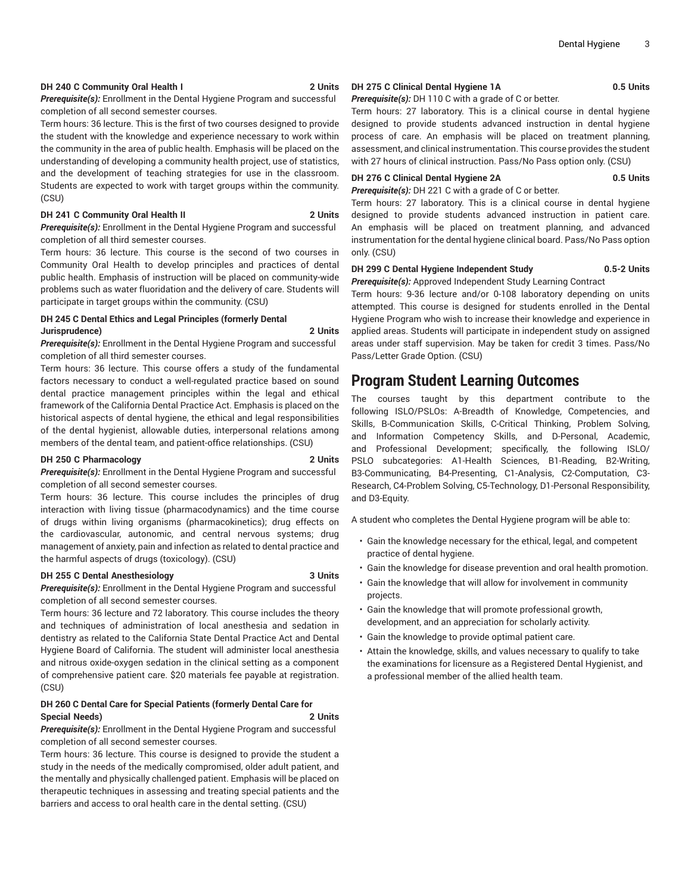**DH 240 C Community Oral Health I** **2 Units**

***Prerequisite(s):*** Enrollment in the Dental Hygiene Program and successful completion of all second semester courses.

Term hours: 36 lecture. This is the first of two courses designed to provide the student with the knowledge and experience necessary to work within the community in the area of public health. Emphasis will be placed on the understanding of developing a community health project, use of statistics, and the development of teaching strategies for use in the classroom. Students are expected to work with target groups within the community. (CSU)

**DH 241 C Community Oral Health II** **2 Units**

***Prerequisite(s):*** Enrollment in the Dental Hygiene Program and successful completion of all third semester courses.

Term hours: 36 lecture. This course is the second of two courses in Community Oral Health to develop principles and practices of dental public health. Emphasis of instruction will be placed on community-wide problems such as water fluoridation and the delivery of care. Students will participate in target groups within the community. (CSU)

**DH 245 C Dental Ethics and Legal Principles (formerly Dental Jurisprudence)** **2 Units**

***Prerequisite(s):*** Enrollment in the Dental Hygiene Program and successful completion of all third semester courses.

Term hours: 36 lecture. This course offers a study of the fundamental factors necessary to conduct a well-regulated practice based on sound dental practice management principles within the legal and ethical framework of the California Dental Practice Act. Emphasis is placed on the historical aspects of dental hygiene, the ethical and legal responsibilities of the dental hygienist, allowable duties, interpersonal relations among members of the dental team, and patient-office relationships. (CSU)

**DH 250 C Pharmacology** **2 Units**

***Prerequisite(s):*** Enrollment in the Dental Hygiene Program and successful completion of all second semester courses.

Term hours: 36 lecture. This course includes the principles of drug interaction with living tissue (pharmacodynamics) and the time course of drugs within living organisms (pharmacokinetics); drug effects on the cardiovascular, autonomic, and central nervous systems; drug management of anxiety, pain and infection as related to dental practice and the harmful aspects of drugs (toxicology). (CSU)

**DH 255 C Dental Anesthesiology** **3 Units**

***Prerequisite(s):*** Enrollment in the Dental Hygiene Program and successful completion of all second semester courses.

Term hours: 36 lecture and 72 laboratory. This course includes the theory and techniques of administration of local anesthesia and sedation in dentistry as related to the California State Dental Practice Act and Dental Hygiene Board of California. The student will administer local anesthesia and nitrous oxide-oxygen sedation in the clinical setting as a component of comprehensive patient care. $20 materials fee payable at registration. (CSU)

**DH 260 C Dental Care for Special Patients (formerly Dental Care for Special Needs)** **2 Units**

***Prerequisite(s):*** Enrollment in the Dental Hygiene Program and successful completion of all second semester courses.

Term hours: 36 lecture. This course is designed to provide the student a study in the needs of the medically compromised, older adult patient, and the mentally and physically challenged patient. Emphasis will be placed on therapeutic techniques in assessing and treating special patients and the barriers and access to oral health care in the dental setting. (CSU)

**DH 275 C Clinical Dental Hygiene 1A** **0.5 Units**

***Prerequisite(s):*** DH 110 C with a grade of C or better.

Term hours: 27 laboratory. This is a clinical course in dental hygiene designed to provide students advanced instruction in dental hygiene process of care. An emphasis will be placed on treatment planning, assessment, and clinical instrumentation. This course provides the student with 27 hours of clinical instruction. Pass/No Pass option only. (CSU)

**DH 276 C Clinical Dental Hygiene 2A** **0.5 Units**

***Prerequisite(s):*** DH 221 C with a grade of C or better.

Term hours: 27 laboratory. This is a clinical course in dental hygiene designed to provide students advanced instruction in patient care. An emphasis will be placed on treatment planning, and advanced instrumentation for the dental hygiene clinical board. Pass/No Pass option only. (CSU)

**DH 299 C Dental Hygiene Independent Study** **0.5-2 Units**

***Prerequisite(s):*** Approved Independent Study Learning Contract

Term hours: 9-36 lecture and/or 0-108 laboratory depending on units attempted. This course is designed for students enrolled in the Dental Hygiene Program who wish to increase their knowledge and experience in applied areas. Students will participate in independent study on assigned areas under staff supervision. May be taken for credit 3 times. Pass/No Pass/Letter Grade Option. (CSU)

## Program Student Learning Outcomes

The courses taught by this department contribute to the following ISLO/PSLOs: A-Breadth of Knowledge, Competencies, and Skills, B-Communication Skills, C-Critical Thinking, Problem Solving, and Information Competency Skills, and D-Personal, Academic, and Professional Development; specifically, the following ISLO/PSLO subcategories: A1-Health Sciences, B1-Reading, B2-Writing, B3-Communicating, B4-Presenting, C1-Analysis, C2-Computation, C3-Research, C4-Problem Solving, C5-Technology, D1-Personal Responsibility, and D3-Equity.

A student who completes the Dental Hygiene program will be able to:

- Gain the knowledge necessary for the ethical, legal, and competent practice of dental hygiene.
- Gain the knowledge for disease prevention and oral health promotion.
- Gain the knowledge that will allow for involvement in community projects.
- Gain the knowledge that will promote professional growth, development, and an appreciation for scholarly activity.
- Gain the knowledge to provide optimal patient care.
- Attain the knowledge, skills, and values necessary to qualify to take the examinations for licensure as a Registered Dental Hygienist, and a professional member of the allied health team.